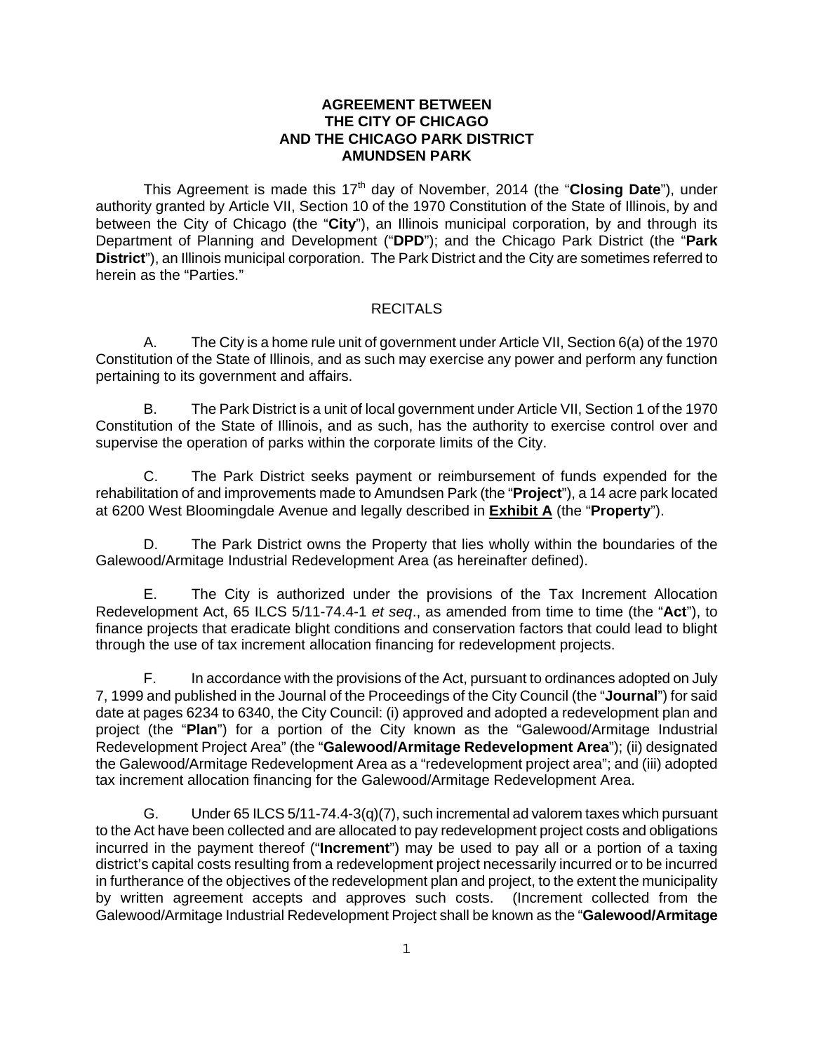# AGREEMENT BETWEEN THE CITY OF CHICAGO AND THE CHICAGO PARK DISTRICT AMUNDSEN PARK

This Agreement is made this 17th day of November, 2014 (the "**Closing Date**"), under authority granted by Article VII, Section 10 of the 1970 Constitution of the State of Illinois, by and between the City of Chicago (the "**City**"), an Illinois municipal corporation, by and through its Department of Planning and Development ("**DPD**"); and the Chicago Park District (the "**Park District**"), an Illinois municipal corporation. The Park District and the City are sometimes referred to herein as the "Parties."

## RECITALS

A. The City is a home rule unit of government under Article VII, Section 6(a) of the 1970 Constitution of the State of Illinois, and as such may exercise any power and perform any function pertaining to its government and affairs.

B. The Park District is a unit of local government under Article VII, Section 1 of the 1970 Constitution of the State of Illinois, and as such, has the authority to exercise control over and supervise the operation of parks within the corporate limits of the City.

C. The Park District seeks payment or reimbursement of funds expended for the rehabilitation of and improvements made to Amundsen Park (the "**Project**"), a 14 acre park located at 6200 West Bloomingdale Avenue and legally described in **Exhibit A** (the "**Property**").

D. The Park District owns the Property that lies wholly within the boundaries of the Galewood/Armitage Industrial Redevelopment Area (as hereinafter defined).

E. The City is authorized under the provisions of the Tax Increment Allocation Redevelopment Act, 65 ILCS 5/11-74.4-1 *et seq*., as amended from time to time (the "**Act**"), to finance projects that eradicate blight conditions and conservation factors that could lead to blight through the use of tax increment allocation financing for redevelopment projects.

F. In accordance with the provisions of the Act, pursuant to ordinances adopted on July 7, 1999 and published in the Journal of the Proceedings of the City Council (the "**Journal**") for said date at pages 6234 to 6340, the City Council: (i) approved and adopted a redevelopment plan and project (the "**Plan**") for a portion of the City known as the "Galewood/Armitage Industrial Redevelopment Project Area" (the "**Galewood/Armitage Redevelopment Area**"); (ii) designated the Galewood/Armitage Redevelopment Area as a "redevelopment project area"; and (iii) adopted tax increment allocation financing for the Galewood/Armitage Redevelopment Area.

G. Under 65 ILCS 5/11-74.4-3(q)(7), such incremental ad valorem taxes which pursuant to the Act have been collected and are allocated to pay redevelopment project costs and obligations incurred in the payment thereof ("**Increment**") may be used to pay all or a portion of a taxing district's capital costs resulting from a redevelopment project necessarily incurred or to be incurred in furtherance of the objectives of the redevelopment plan and project, to the extent the municipality by written agreement accepts and approves such costs. (Increment collected from the Galewood/Armitage Industrial Redevelopment Project shall be known as the "**Galewood/Armitage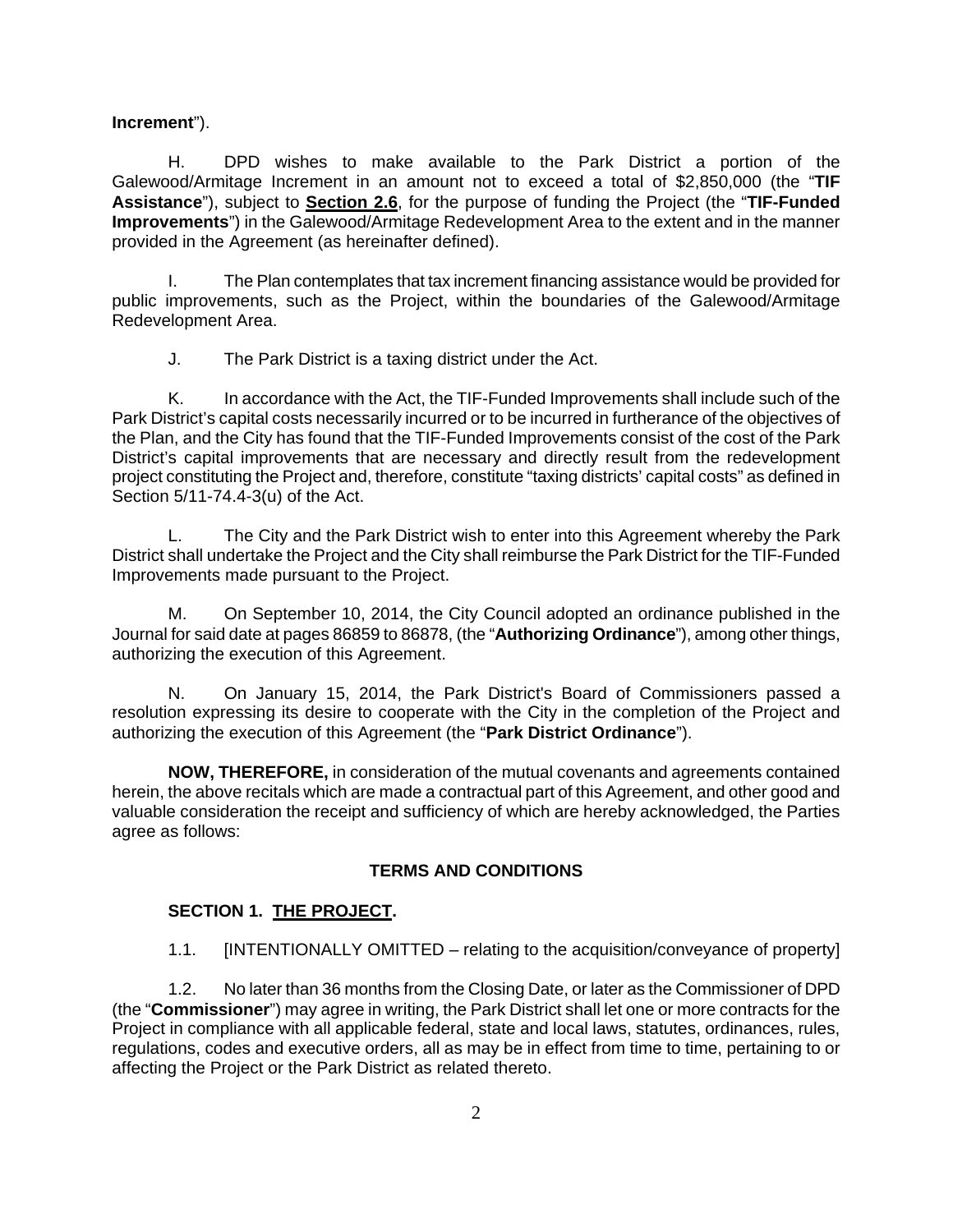**Increment**").

H. DPD wishes to make available to the Park District a portion of the Galewood/Armitage Increment in an amount not to exceed a total of $2,850,000 (the "**TIF Assistance**"), subject to **Section 2.6**, for the purpose of funding the Project (the "**TIF-Funded Improvements**") in the Galewood/Armitage Redevelopment Area to the extent and in the manner provided in the Agreement (as hereinafter defined).

I. The Plan contemplates that tax increment financing assistance would be provided for public improvements, such as the Project, within the boundaries of the Galewood/Armitage Redevelopment Area.

J. The Park District is a taxing district under the Act.

K. In accordance with the Act, the TIF-Funded Improvements shall include such of the Park District's capital costs necessarily incurred or to be incurred in furtherance of the objectives of the Plan, and the City has found that the TIF-Funded Improvements consist of the cost of the Park District's capital improvements that are necessary and directly result from the redevelopment project constituting the Project and, therefore, constitute "taxing districts' capital costs" as defined in Section 5/11-74.4-3(u) of the Act.

L. The City and the Park District wish to enter into this Agreement whereby the Park District shall undertake the Project and the City shall reimburse the Park District for the TIF-Funded Improvements made pursuant to the Project.

M. On September 10, 2014, the City Council adopted an ordinance published in the Journal for said date at pages 86859 to 86878, (the "**Authorizing Ordinance**"), among other things, authorizing the execution of this Agreement.

N. On January 15, 2014, the Park District's Board of Commissioners passed a resolution expressing its desire to cooperate with the City in the completion of the Project and authorizing the execution of this Agreement (the "**Park District Ordinance**").

**NOW, THEREFORE,** in consideration of the mutual covenants and agreements contained herein, the above recitals which are made a contractual part of this Agreement, and other good and valuable consideration the receipt and sufficiency of which are hereby acknowledged, the Parties agree as follows:

## TERMS AND CONDITIONS

### SECTION 1. THE PROJECT.

1.1. [INTENTIONALLY OMITTED – relating to the acquisition/conveyance of property]

1.2. No later than 36 months from the Closing Date, or later as the Commissioner of DPD (the "**Commissioner**") may agree in writing, the Park District shall let one or more contracts for the Project in compliance with all applicable federal, state and local laws, statutes, ordinances, rules, regulations, codes and executive orders, all as may be in effect from time to time, pertaining to or affecting the Project or the Park District as related thereto.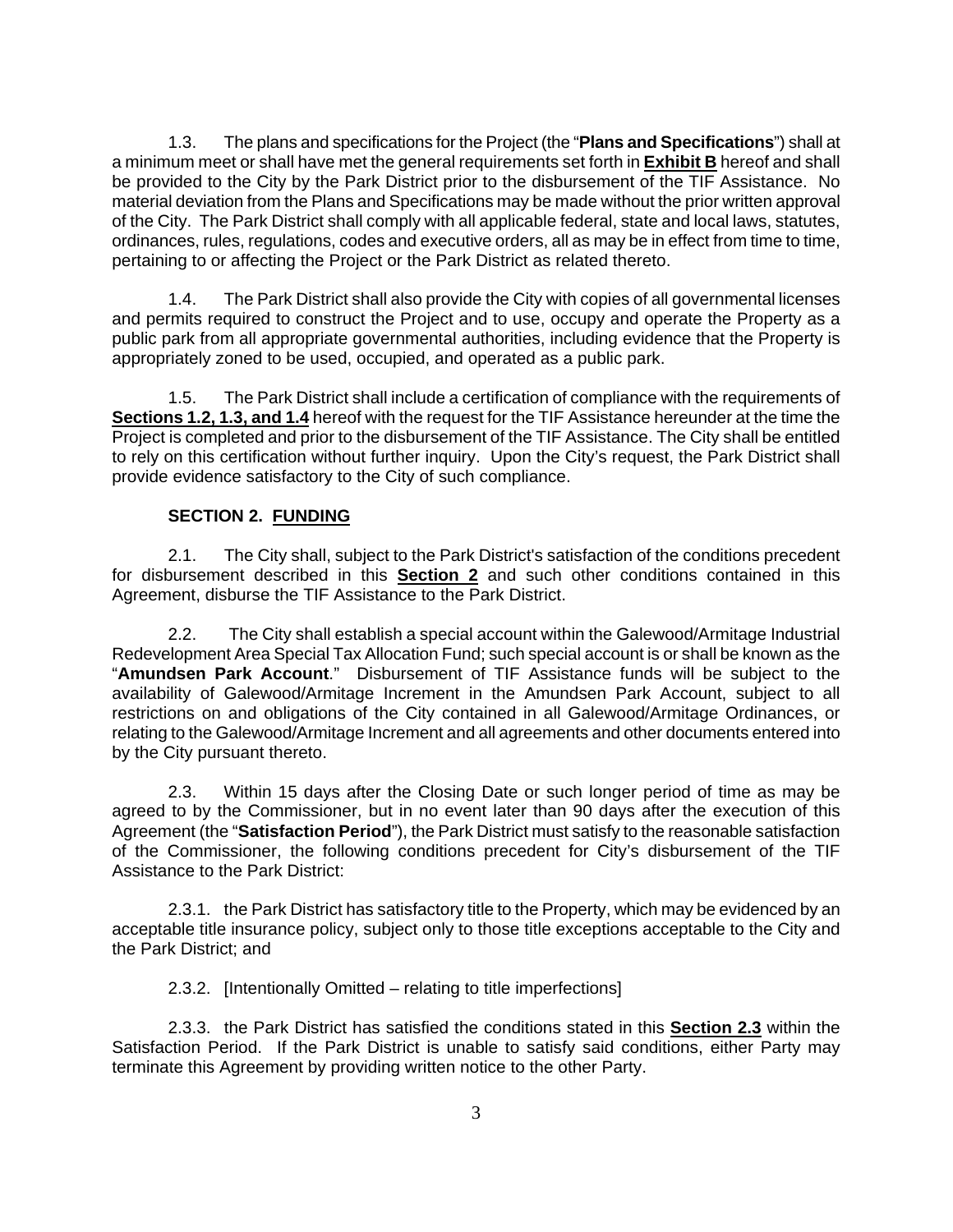1.3. The plans and specifications for the Project (the "**Plans and Specifications**") shall at a minimum meet or shall have met the general requirements set forth in **Exhibit B** hereof and shall be provided to the City by the Park District prior to the disbursement of the TIF Assistance. No material deviation from the Plans and Specifications may be made without the prior written approval of the City. The Park District shall comply with all applicable federal, state and local laws, statutes, ordinances, rules, regulations, codes and executive orders, all as may be in effect from time to time, pertaining to or affecting the Project or the Park District as related thereto.

1.4. The Park District shall also provide the City with copies of all governmental licenses and permits required to construct the Project and to use, occupy and operate the Property as a public park from all appropriate governmental authorities, including evidence that the Property is appropriately zoned to be used, occupied, and operated as a public park.

1.5. The Park District shall include a certification of compliance with the requirements of **Sections 1.2, 1.3, and 1.4** hereof with the request for the TIF Assistance hereunder at the time the Project is completed and prior to the disbursement of the TIF Assistance. The City shall be entitled to rely on this certification without further inquiry. Upon the City's request, the Park District shall provide evidence satisfactory to the City of such compliance.

## SECTION 2. FUNDING

2.1. The City shall, subject to the Park District's satisfaction of the conditions precedent for disbursement described in this **Section 2** and such other conditions contained in this Agreement, disburse the TIF Assistance to the Park District.

2.2. The City shall establish a special account within the Galewood/Armitage Industrial Redevelopment Area Special Tax Allocation Fund; such special account is or shall be known as the "**Amundsen Park Account**." Disbursement of TIF Assistance funds will be subject to the availability of Galewood/Armitage Increment in the Amundsen Park Account, subject to all restrictions on and obligations of the City contained in all Galewood/Armitage Ordinances, or relating to the Galewood/Armitage Increment and all agreements and other documents entered into by the City pursuant thereto.

2.3. Within 15 days after the Closing Date or such longer period of time as may be agreed to by the Commissioner, but in no event later than 90 days after the execution of this Agreement (the "**Satisfaction Period**"), the Park District must satisfy to the reasonable satisfaction of the Commissioner, the following conditions precedent for City's disbursement of the TIF Assistance to the Park District:

2.3.1. the Park District has satisfactory title to the Property, which may be evidenced by an acceptable title insurance policy, subject only to those title exceptions acceptable to the City and the Park District; and

2.3.2. [Intentionally Omitted – relating to title imperfections]

2.3.3. the Park District has satisfied the conditions stated in this **Section 2.3** within the Satisfaction Period. If the Park District is unable to satisfy said conditions, either Party may terminate this Agreement by providing written notice to the other Party.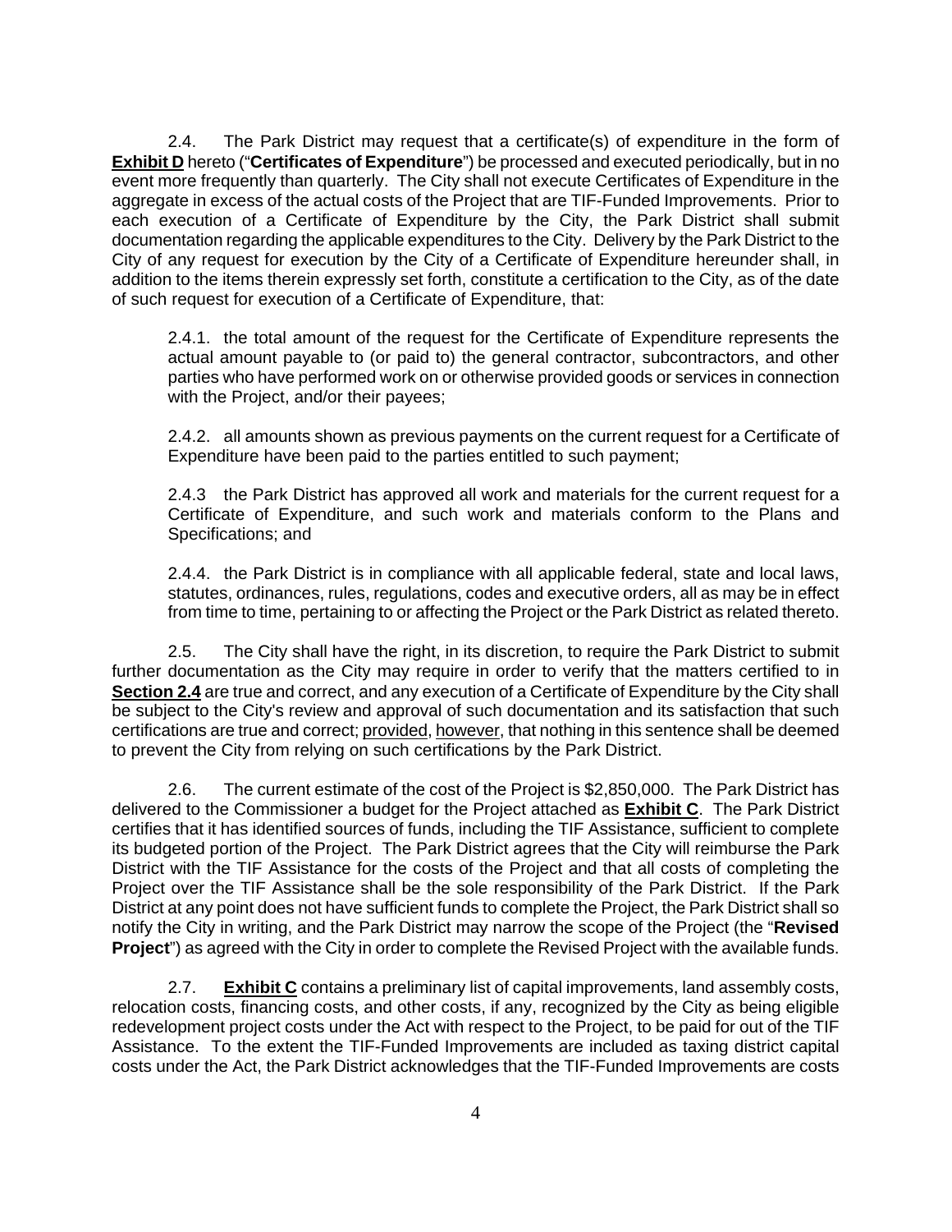2.4. The Park District may request that a certificate(s) of expenditure in the form of **Exhibit D** hereto ("**Certificates of Expenditure**") be processed and executed periodically, but in no event more frequently than quarterly. The City shall not execute Certificates of Expenditure in the aggregate in excess of the actual costs of the Project that are TIF-Funded Improvements. Prior to each execution of a Certificate of Expenditure by the City, the Park District shall submit documentation regarding the applicable expenditures to the City. Delivery by the Park District to the City of any request for execution by the City of a Certificate of Expenditure hereunder shall, in addition to the items therein expressly set forth, constitute a certification to the City, as of the date of such request for execution of a Certificate of Expenditure, that:

2.4.1. the total amount of the request for the Certificate of Expenditure represents the actual amount payable to (or paid to) the general contractor, subcontractors, and other parties who have performed work on or otherwise provided goods or services in connection with the Project, and/or their payees;

2.4.2. all amounts shown as previous payments on the current request for a Certificate of Expenditure have been paid to the parties entitled to such payment;

2.4.3 the Park District has approved all work and materials for the current request for a Certificate of Expenditure, and such work and materials conform to the Plans and Specifications; and

2.4.4. the Park District is in compliance with all applicable federal, state and local laws, statutes, ordinances, rules, regulations, codes and executive orders, all as may be in effect from time to time, pertaining to or affecting the Project or the Park District as related thereto.

2.5. The City shall have the right, in its discretion, to require the Park District to submit further documentation as the City may require in order to verify that the matters certified to in **Section 2.4** are true and correct, and any execution of a Certificate of Expenditure by the City shall be subject to the City's review and approval of such documentation and its satisfaction that such certifications are true and correct; provided, however, that nothing in this sentence shall be deemed to prevent the City from relying on such certifications by the Park District.

2.6. The current estimate of the cost of the Project is $2,850,000. The Park District has delivered to the Commissioner a budget for the Project attached as **Exhibit C**. The Park District certifies that it has identified sources of funds, including the TIF Assistance, sufficient to complete its budgeted portion of the Project. The Park District agrees that the City will reimburse the Park District with the TIF Assistance for the costs of the Project and that all costs of completing the Project over the TIF Assistance shall be the sole responsibility of the Park District. If the Park District at any point does not have sufficient funds to complete the Project, the Park District shall so notify the City in writing, and the Park District may narrow the scope of the Project (the "**Revised Project**") as agreed with the City in order to complete the Revised Project with the available funds.

2.7. **Exhibit C** contains a preliminary list of capital improvements, land assembly costs, relocation costs, financing costs, and other costs, if any, recognized by the City as being eligible redevelopment project costs under the Act with respect to the Project, to be paid for out of the TIF Assistance. To the extent the TIF-Funded Improvements are included as taxing district capital costs under the Act, the Park District acknowledges that the TIF-Funded Improvements are costs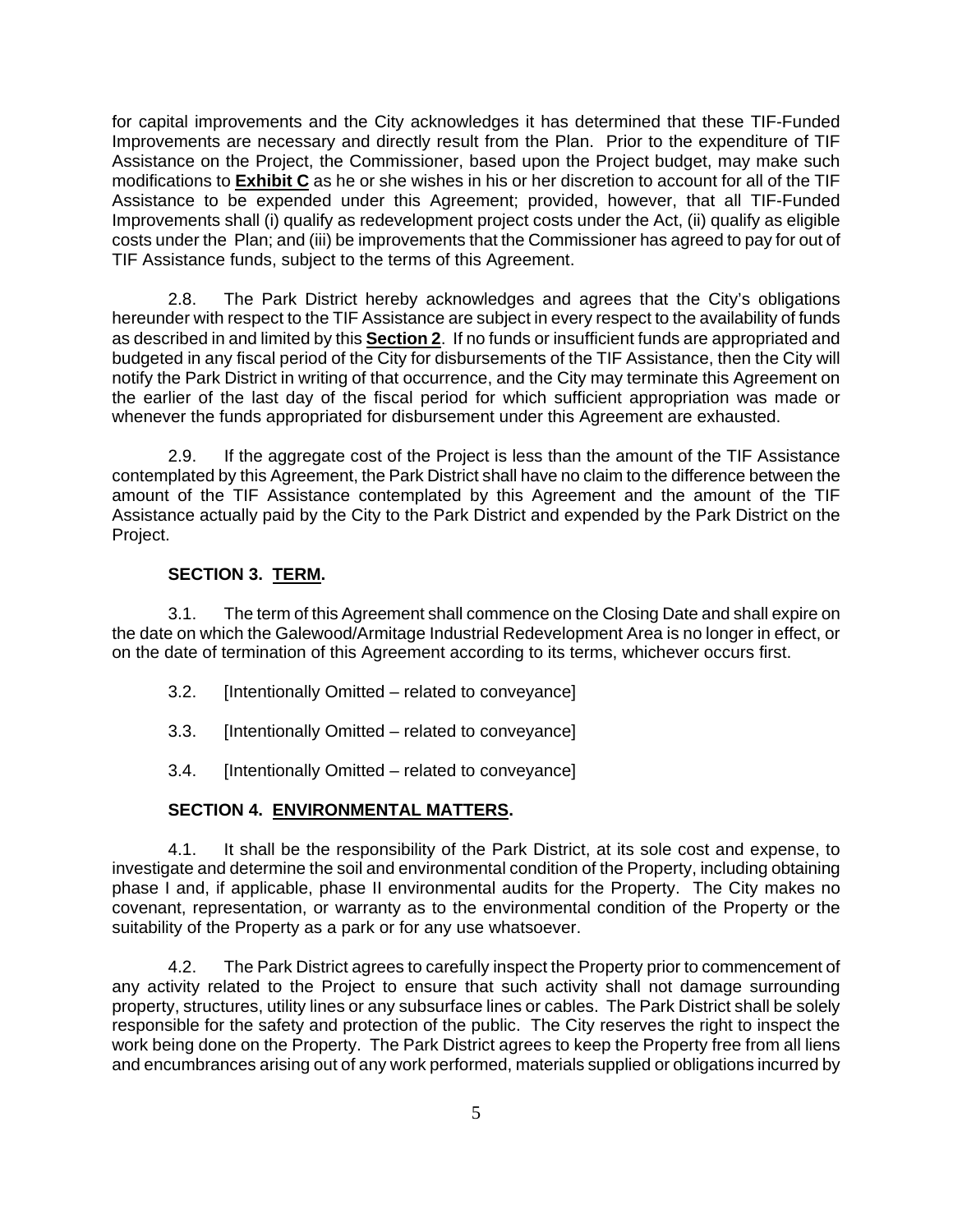for capital improvements and the City acknowledges it has determined that these TIF-Funded Improvements are necessary and directly result from the Plan. Prior to the expenditure of TIF Assistance on the Project, the Commissioner, based upon the Project budget, may make such modifications to **Exhibit C** as he or she wishes in his or her discretion to account for all of the TIF Assistance to be expended under this Agreement; provided, however, that all TIF-Funded Improvements shall (i) qualify as redevelopment project costs under the Act, (ii) qualify as eligible costs under the Plan; and (iii) be improvements that the Commissioner has agreed to pay for out of TIF Assistance funds, subject to the terms of this Agreement.

2.8. The Park District hereby acknowledges and agrees that the City's obligations hereunder with respect to the TIF Assistance are subject in every respect to the availability of funds as described in and limited by this **Section 2**. If no funds or insufficient funds are appropriated and budgeted in any fiscal period of the City for disbursements of the TIF Assistance, then the City will notify the Park District in writing of that occurrence, and the City may terminate this Agreement on the earlier of the last day of the fiscal period for which sufficient appropriation was made or whenever the funds appropriated for disbursement under this Agreement are exhausted.

2.9. If the aggregate cost of the Project is less than the amount of the TIF Assistance contemplated by this Agreement, the Park District shall have no claim to the difference between the amount of the TIF Assistance contemplated by this Agreement and the amount of the TIF Assistance actually paid by the City to the Park District and expended by the Park District on the Project.

## SECTION 3. TERM.

3.1. The term of this Agreement shall commence on the Closing Date and shall expire on the date on which the Galewood/Armitage Industrial Redevelopment Area is no longer in effect, or on the date of termination of this Agreement according to its terms, whichever occurs first.

3.2. [Intentionally Omitted – related to conveyance]

3.3. [Intentionally Omitted – related to conveyance]

3.4. [Intentionally Omitted – related to conveyance]

## SECTION 4. ENVIRONMENTAL MATTERS.

4.1. It shall be the responsibility of the Park District, at its sole cost and expense, to investigate and determine the soil and environmental condition of the Property, including obtaining phase I and, if applicable, phase II environmental audits for the Property. The City makes no covenant, representation, or warranty as to the environmental condition of the Property or the suitability of the Property as a park or for any use whatsoever.

4.2. The Park District agrees to carefully inspect the Property prior to commencement of any activity related to the Project to ensure that such activity shall not damage surrounding property, structures, utility lines or any subsurface lines or cables. The Park District shall be solely responsible for the safety and protection of the public. The City reserves the right to inspect the work being done on the Property. The Park District agrees to keep the Property free from all liens and encumbrances arising out of any work performed, materials supplied or obligations incurred by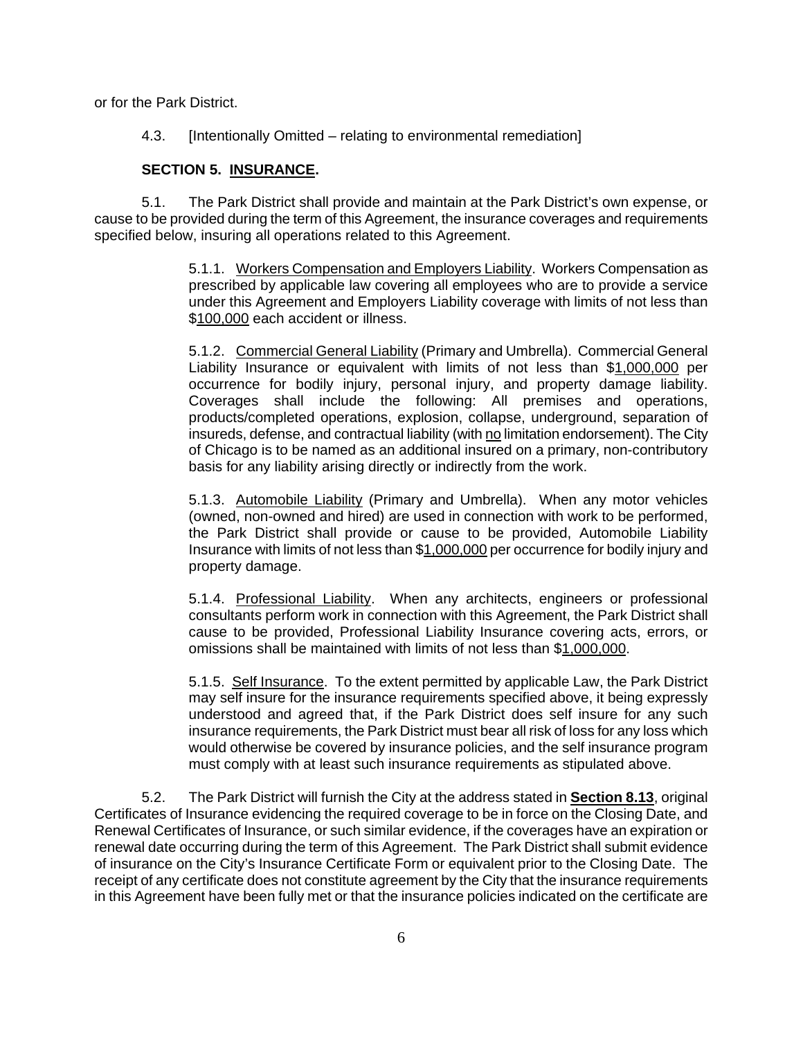or for the Park District.

4.3. [Intentionally Omitted – relating to environmental remediation]

**SECTION 5. INSURANCE.**

5.1. The Park District shall provide and maintain at the Park District's own expense, or cause to be provided during the term of this Agreement, the insurance coverages and requirements specified below, insuring all operations related to this Agreement.

> 5.1.1. Workers Compensation and Employers Liability. Workers Compensation as prescribed by applicable law covering all employees who are to provide a service under this Agreement and Employers Liability coverage with limits of not less than $100,000 each accident or illness.
>
> 5.1.2. Commercial General Liability (Primary and Umbrella). Commercial General Liability Insurance or equivalent with limits of not less than $1,000,000 per occurrence for bodily injury, personal injury, and property damage liability. Coverages shall include the following: All premises and operations, products/completed operations, explosion, collapse, underground, separation of insureds, defense, and contractual liability (with no limitation endorsement). The City of Chicago is to be named as an additional insured on a primary, non-contributory basis for any liability arising directly or indirectly from the work.
>
> 5.1.3. Automobile Liability (Primary and Umbrella). When any motor vehicles (owned, non-owned and hired) are used in connection with work to be performed, the Park District shall provide or cause to be provided, Automobile Liability Insurance with limits of not less than $1,000,000 per occurrence for bodily injury and property damage.
>
> 5.1.4. Professional Liability. When any architects, engineers or professional consultants perform work in connection with this Agreement, the Park District shall cause to be provided, Professional Liability Insurance covering acts, errors, or omissions shall be maintained with limits of not less than $1,000,000.
>
> 5.1.5. Self Insurance. To the extent permitted by applicable Law, the Park District may self insure for the insurance requirements specified above, it being expressly understood and agreed that, if the Park District does self insure for any such insurance requirements, the Park District must bear all risk of loss for any loss which would otherwise be covered by insurance policies, and the self insurance program must comply with at least such insurance requirements as stipulated above.

5.2. The Park District will furnish the City at the address stated in **Section 8.13**, original Certificates of Insurance evidencing the required coverage to be in force on the Closing Date, and Renewal Certificates of Insurance, or such similar evidence, if the coverages have an expiration or renewal date occurring during the term of this Agreement. The Park District shall submit evidence of insurance on the City's Insurance Certificate Form or equivalent prior to the Closing Date. The receipt of any certificate does not constitute agreement by the City that the insurance requirements in this Agreement have been fully met or that the insurance policies indicated on the certificate are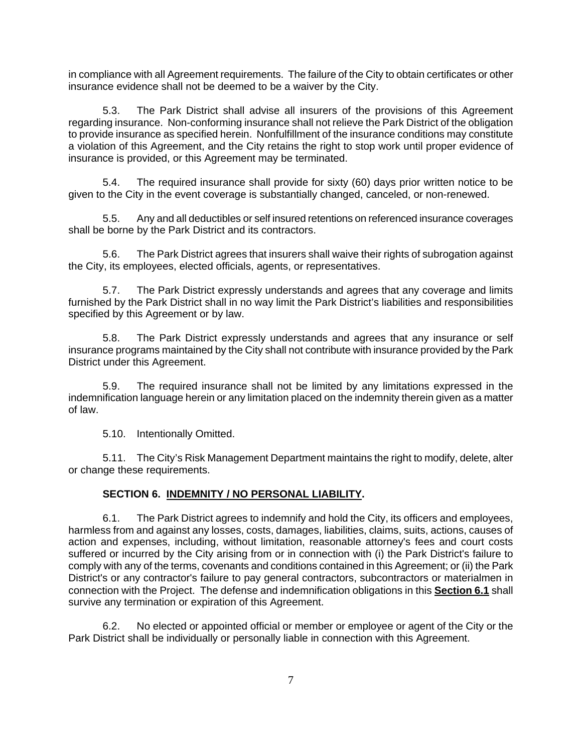in compliance with all Agreement requirements. The failure of the City to obtain certificates or other insurance evidence shall not be deemed to be a waiver by the City.

5.3. The Park District shall advise all insurers of the provisions of this Agreement regarding insurance. Non-conforming insurance shall not relieve the Park District of the obligation to provide insurance as specified herein. Nonfulfillment of the insurance conditions may constitute a violation of this Agreement, and the City retains the right to stop work until proper evidence of insurance is provided, or this Agreement may be terminated.

5.4. The required insurance shall provide for sixty (60) days prior written notice to be given to the City in the event coverage is substantially changed, canceled, or non-renewed.

5.5. Any and all deductibles or self insured retentions on referenced insurance coverages shall be borne by the Park District and its contractors.

5.6. The Park District agrees that insurers shall waive their rights of subrogation against the City, its employees, elected officials, agents, or representatives.

5.7. The Park District expressly understands and agrees that any coverage and limits furnished by the Park District shall in no way limit the Park District's liabilities and responsibilities specified by this Agreement or by law.

5.8. The Park District expressly understands and agrees that any insurance or self insurance programs maintained by the City shall not contribute with insurance provided by the Park District under this Agreement.

5.9. The required insurance shall not be limited by any limitations expressed in the indemnification language herein or any limitation placed on the indemnity therein given as a matter of law.

5.10. Intentionally Omitted.

5.11. The City's Risk Management Department maintains the right to modify, delete, alter or change these requirements.

## SECTION 6. INDEMNITY / NO PERSONAL LIABILITY.

6.1. The Park District agrees to indemnify and hold the City, its officers and employees, harmless from and against any losses, costs, damages, liabilities, claims, suits, actions, causes of action and expenses, including, without limitation, reasonable attorney's fees and court costs suffered or incurred by the City arising from or in connection with (i) the Park District's failure to comply with any of the terms, covenants and conditions contained in this Agreement; or (ii) the Park District's or any contractor's failure to pay general contractors, subcontractors or materialmen in connection with the Project. The defense and indemnification obligations in this **Section 6.1** shall survive any termination or expiration of this Agreement.

6.2. No elected or appointed official or member or employee or agent of the City or the Park District shall be individually or personally liable in connection with this Agreement.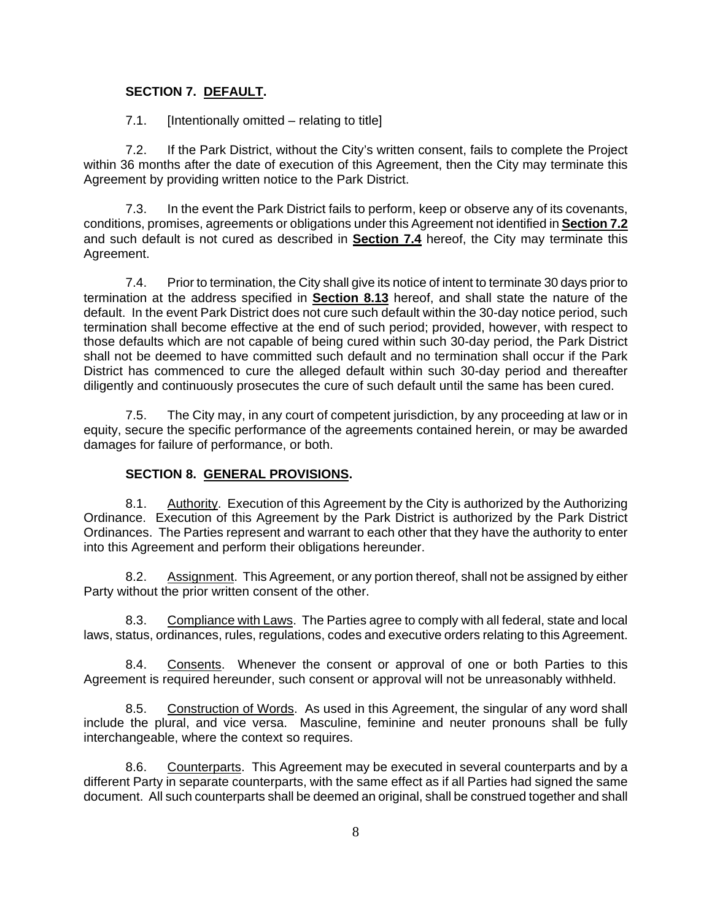## SECTION 7. DEFAULT.

7.1. [Intentionally omitted – relating to title]

7.2. If the Park District, without the City's written consent, fails to complete the Project within 36 months after the date of execution of this Agreement, then the City may terminate this Agreement by providing written notice to the Park District.

7.3. In the event the Park District fails to perform, keep or observe any of its covenants, conditions, promises, agreements or obligations under this Agreement not identified in **Section 7.2** and such default is not cured as described in **Section 7.4** hereof, the City may terminate this Agreement.

7.4. Prior to termination, the City shall give its notice of intent to terminate 30 days prior to termination at the address specified in **Section 8.13** hereof, and shall state the nature of the default. In the event Park District does not cure such default within the 30-day notice period, such termination shall become effective at the end of such period; provided, however, with respect to those defaults which are not capable of being cured within such 30-day period, the Park District shall not be deemed to have committed such default and no termination shall occur if the Park District has commenced to cure the alleged default within such 30-day period and thereafter diligently and continuously prosecutes the cure of such default until the same has been cured.

7.5. The City may, in any court of competent jurisdiction, by any proceeding at law or in equity, secure the specific performance of the agreements contained herein, or may be awarded damages for failure of performance, or both.

## SECTION 8. GENERAL PROVISIONS.

8.1. Authority. Execution of this Agreement by the City is authorized by the Authorizing Ordinance. Execution of this Agreement by the Park District is authorized by the Park District Ordinances. The Parties represent and warrant to each other that they have the authority to enter into this Agreement and perform their obligations hereunder.

8.2. Assignment. This Agreement, or any portion thereof, shall not be assigned by either Party without the prior written consent of the other.

8.3. Compliance with Laws. The Parties agree to comply with all federal, state and local laws, status, ordinances, rules, regulations, codes and executive orders relating to this Agreement.

8.4. Consents. Whenever the consent or approval of one or both Parties to this Agreement is required hereunder, such consent or approval will not be unreasonably withheld.

8.5. Construction of Words. As used in this Agreement, the singular of any word shall include the plural, and vice versa. Masculine, feminine and neuter pronouns shall be fully interchangeable, where the context so requires.

8.6. Counterparts. This Agreement may be executed in several counterparts and by a different Party in separate counterparts, with the same effect as if all Parties had signed the same document. All such counterparts shall be deemed an original, shall be construed together and shall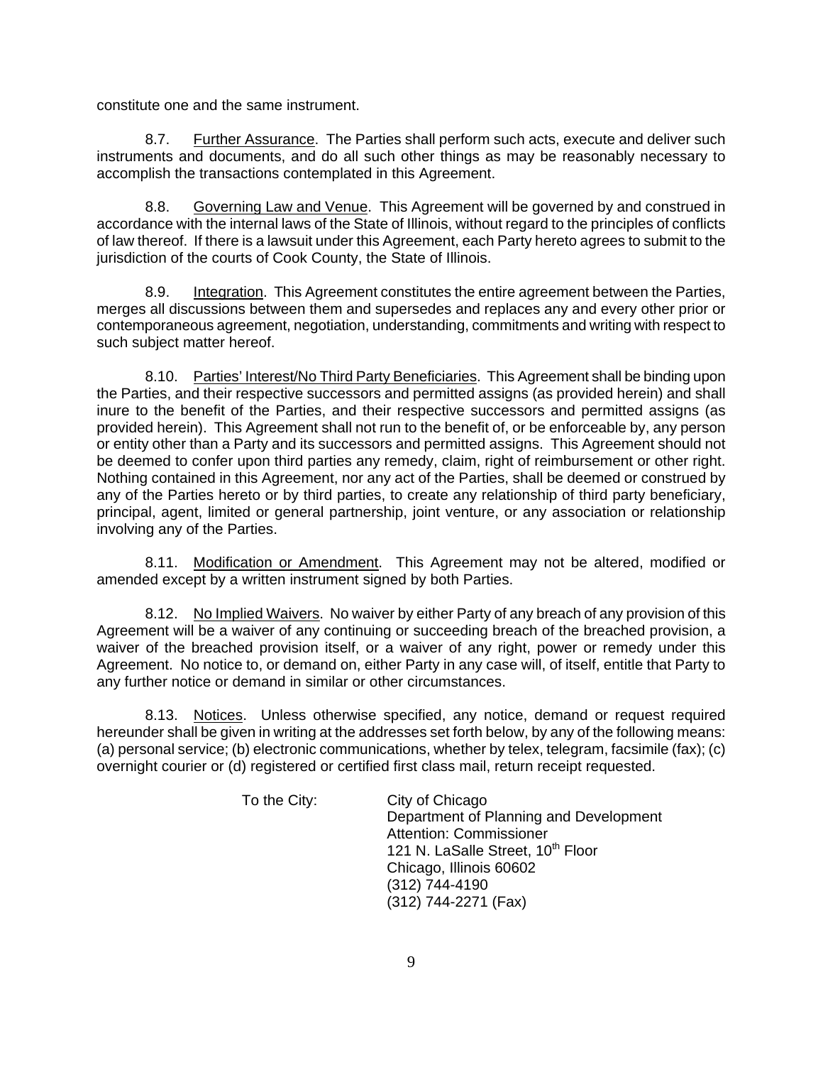constitute one and the same instrument.

8.7. Further Assurance. The Parties shall perform such acts, execute and deliver such instruments and documents, and do all such other things as may be reasonably necessary to accomplish the transactions contemplated in this Agreement.

8.8. Governing Law and Venue. This Agreement will be governed by and construed in accordance with the internal laws of the State of Illinois, without regard to the principles of conflicts of law thereof. If there is a lawsuit under this Agreement, each Party hereto agrees to submit to the jurisdiction of the courts of Cook County, the State of Illinois.

8.9. Integration. This Agreement constitutes the entire agreement between the Parties, merges all discussions between them and supersedes and replaces any and every other prior or contemporaneous agreement, negotiation, understanding, commitments and writing with respect to such subject matter hereof.

8.10. Parties' Interest/No Third Party Beneficiaries. This Agreement shall be binding upon the Parties, and their respective successors and permitted assigns (as provided herein) and shall inure to the benefit of the Parties, and their respective successors and permitted assigns (as provided herein). This Agreement shall not run to the benefit of, or be enforceable by, any person or entity other than a Party and its successors and permitted assigns. This Agreement should not be deemed to confer upon third parties any remedy, claim, right of reimbursement or other right. Nothing contained in this Agreement, nor any act of the Parties, shall be deemed or construed by any of the Parties hereto or by third parties, to create any relationship of third party beneficiary, principal, agent, limited or general partnership, joint venture, or any association or relationship involving any of the Parties.

8.11. Modification or Amendment. This Agreement may not be altered, modified or amended except by a written instrument signed by both Parties.

8.12. No Implied Waivers. No waiver by either Party of any breach of any provision of this Agreement will be a waiver of any continuing or succeeding breach of the breached provision, a waiver of the breached provision itself, or a waiver of any right, power or remedy under this Agreement. No notice to, or demand on, either Party in any case will, of itself, entitle that Party to any further notice or demand in similar or other circumstances.

8.13. Notices. Unless otherwise specified, any notice, demand or request required hereunder shall be given in writing at the addresses set forth below, by any of the following means: (a) personal service; (b) electronic communications, whether by telex, telegram, facsimile (fax); (c) overnight courier or (d) registered or certified first class mail, return receipt requested.

To the City:

City of Chicago
Department of Planning and Development
Attention: Commissioner
121 N. LaSalle Street, 10th Floor
Chicago, Illinois 60602
(312) 744-4190
(312) 744-2271 (Fax)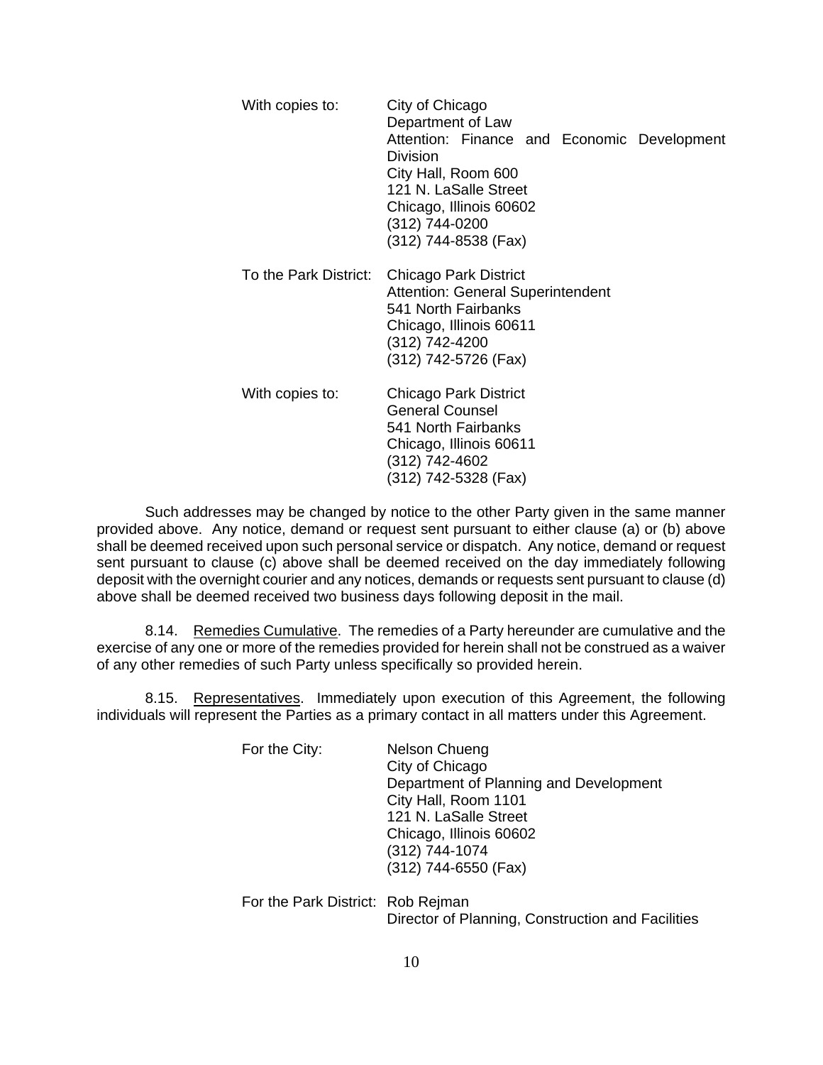With copies to: City of Chicago
Department of Law
Attention: Finance and Economic Development Division
City Hall, Room 600
121 N. LaSalle Street
Chicago, Illinois 60602
(312) 744-0200
(312) 744-8538 (Fax)

To the Park District: Chicago Park District
Attention: General Superintendent
541 North Fairbanks
Chicago, Illinois 60611
(312) 742-4200
(312) 742-5726 (Fax)

With copies to: Chicago Park District
General Counsel
541 North Fairbanks
Chicago, Illinois 60611
(312) 742-4602
(312) 742-5328 (Fax)

Such addresses may be changed by notice to the other Party given in the same manner provided above. Any notice, demand or request sent pursuant to either clause (a) or (b) above shall be deemed received upon such personal service or dispatch. Any notice, demand or request sent pursuant to clause (c) above shall be deemed received on the day immediately following deposit with the overnight courier and any notices, demands or requests sent pursuant to clause (d) above shall be deemed received two business days following deposit in the mail.

8.14. Remedies Cumulative. The remedies of a Party hereunder are cumulative and the exercise of any one or more of the remedies provided for herein shall not be construed as a waiver of any other remedies of such Party unless specifically so provided herein.

8.15. Representatives. Immediately upon execution of this Agreement, the following individuals will represent the Parties as a primary contact in all matters under this Agreement.

For the City: Nelson Chueng
City of Chicago
Department of Planning and Development
City Hall, Room 1101
121 N. LaSalle Street
Chicago, Illinois 60602
(312) 744-1074
(312) 744-6550 (Fax)

For the Park District: Rob Rejman
Director of Planning, Construction and Facilities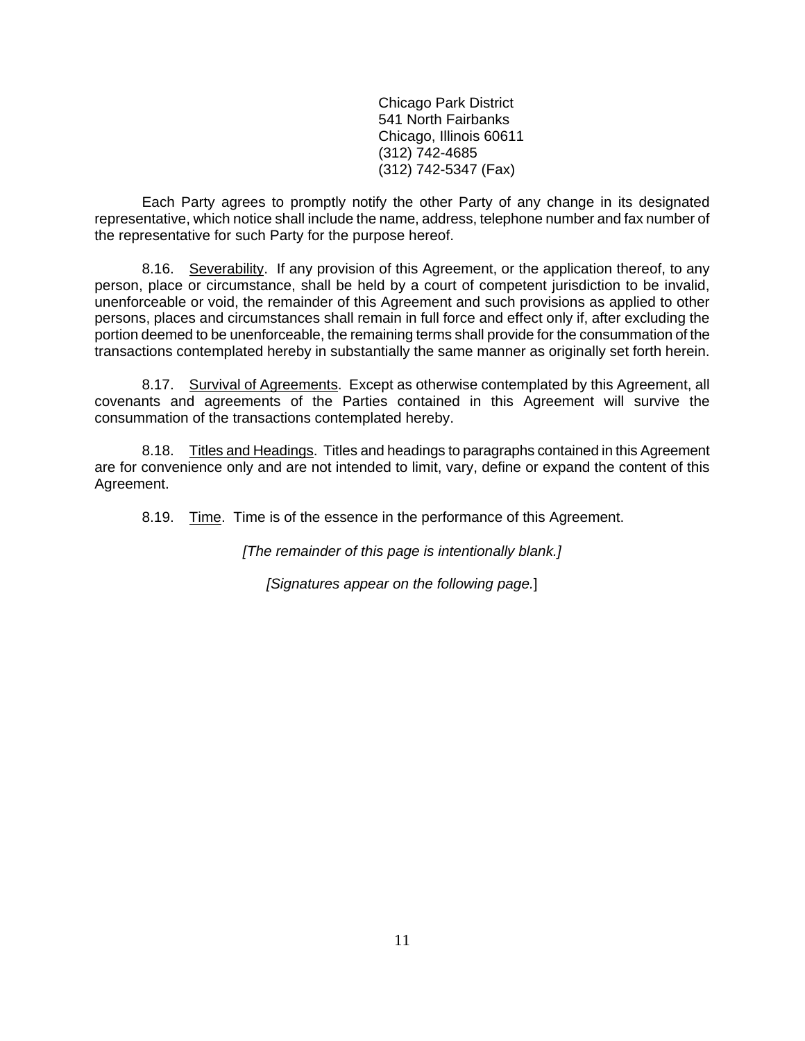Chicago Park District
541 North Fairbanks
Chicago, Illinois 60611
(312) 742-4685
(312) 742-5347 (Fax)

Each Party agrees to promptly notify the other Party of any change in its designated representative, which notice shall include the name, address, telephone number and fax number of the representative for such Party for the purpose hereof.

8.16. Severability. If any provision of this Agreement, or the application thereof, to any person, place or circumstance, shall be held by a court of competent jurisdiction to be invalid, unenforceable or void, the remainder of this Agreement and such provisions as applied to other persons, places and circumstances shall remain in full force and effect only if, after excluding the portion deemed to be unenforceable, the remaining terms shall provide for the consummation of the transactions contemplated hereby in substantially the same manner as originally set forth herein.

8.17. Survival of Agreements. Except as otherwise contemplated by this Agreement, all covenants and agreements of the Parties contained in this Agreement will survive the consummation of the transactions contemplated hereby.

8.18. Titles and Headings. Titles and headings to paragraphs contained in this Agreement are for convenience only and are not intended to limit, vary, define or expand the content of this Agreement.

8.19. Time. Time is of the essence in the performance of this Agreement.

*[The remainder of this page is intentionally blank.]*

*[Signatures appear on the following page.]*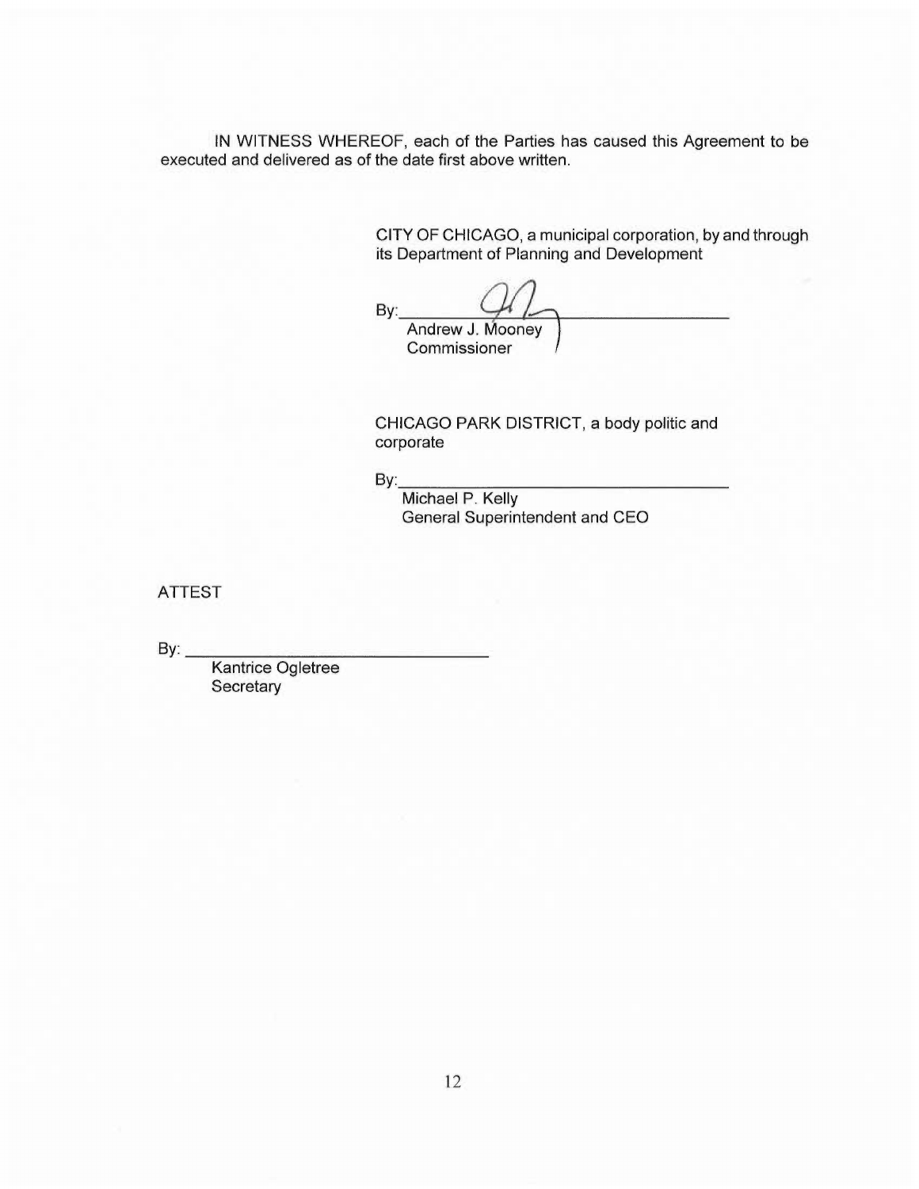IN WITNESS WHEREOF, each of the Parties has caused this Agreement to be executed and delivered as of the date first above written.

CITY OF CHICAGO, a municipal corporation, by and through its Department of Planning and Development

By: ______________________________
Andrew J. Mooney
Commissioner

CHICAGO PARK DISTRICT, a body politic and corporate

By: ______________________________
Michael P. Kelly
General Superintendent and CEO

ATTEST

By: ______________________________
Kantrice Ogletree
Secretary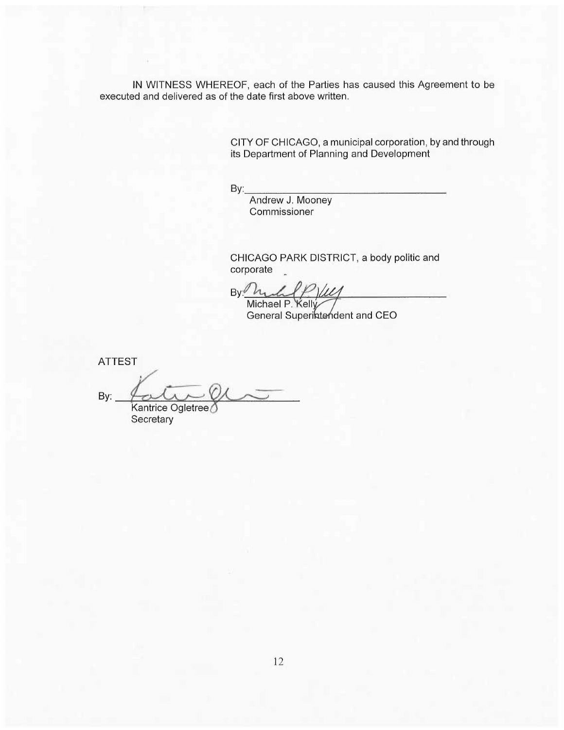IN WITNESS WHEREOF, each of the Parties has caused this Agreement to be executed and delivered as of the date first above written.

CITY OF CHICAGO, a municipal corporation, by and through its Department of Planning and Development

By:\_\_\_\_\_\_\_\_\_\_\_\_\_\_\_\_\_\_\_\_\_\_\_\_\_\_\_\_\_\_\_\_\_\_\_\_
Andrew J. Mooney
Commissioner

CHICAGO PARK DISTRICT, a body politic and corporate

By:\_\_\_\_\_\_\_\_\_\_\_\_\_\_\_\_\_\_\_\_\_\_\_\_\_\_\_\_\_\_\_\_\_\_\_\_
Michael P. Kelly
General Superintendent and CEO

ATTEST

By:\_\_\_\_\_\_\_\_\_\_\_\_\_\_\_\_\_\_\_\_\_\_\_\_\_\_\_\_\_\_\_\_\_\_\_\_
Kantrice Ogletree
Secretary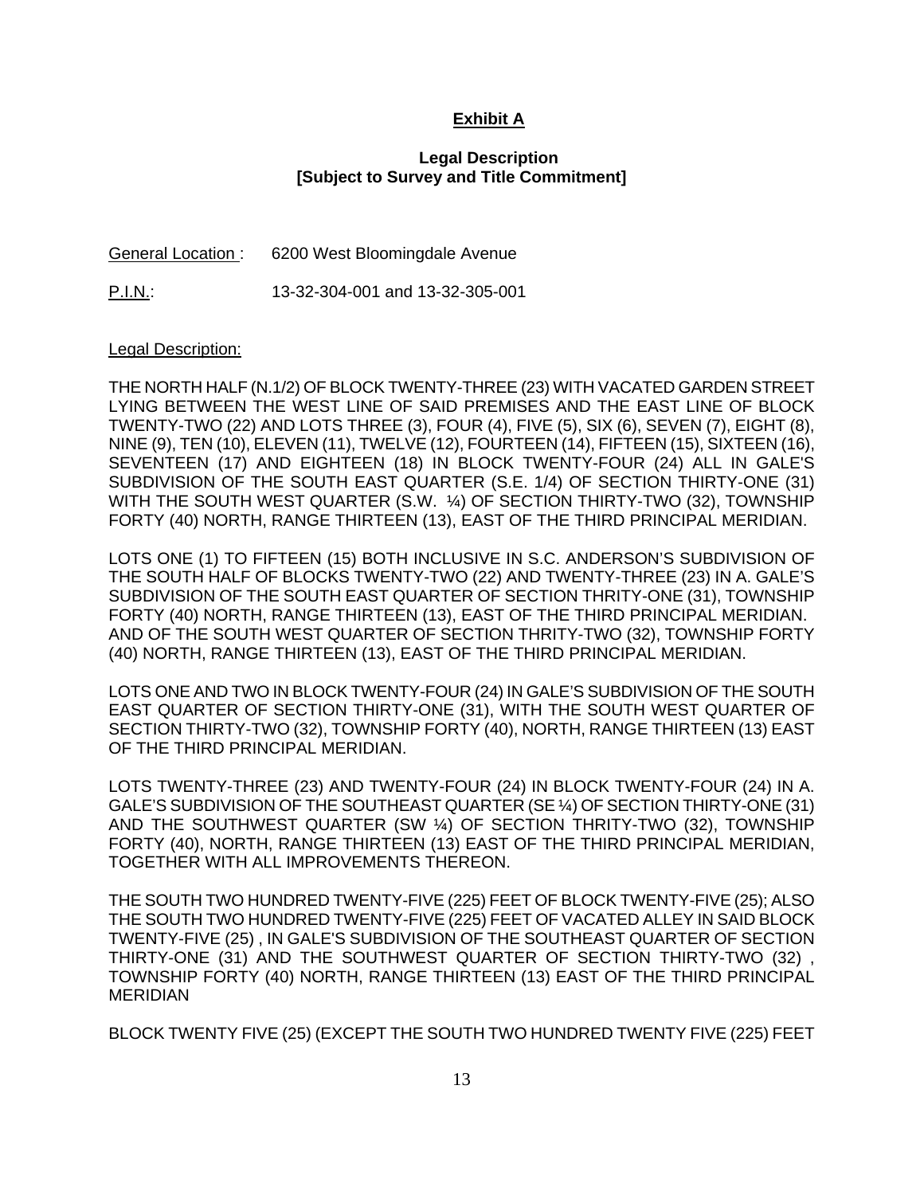**Exhibit A**

**Legal Description**
**[Subject to Survey and Title Commitment]**

General Location : 6200 West Bloomingdale Avenue

P.I.N.: 13-32-304-001 and 13-32-305-001

Legal Description:

THE NORTH HALF (N.1/2) OF BLOCK TWENTY-THREE (23) WITH VACATED GARDEN STREET LYING BETWEEN THE WEST LINE OF SAID PREMISES AND THE EAST LINE OF BLOCK TWENTY-TWO (22) AND LOTS THREE (3), FOUR (4), FIVE (5), SIX (6), SEVEN (7), EIGHT (8), NINE (9), TEN (10), ELEVEN (11), TWELVE (12), FOURTEEN (14), FIFTEEN (15), SIXTEEN (16), SEVENTEEN (17) AND EIGHTEEN (18) IN BLOCK TWENTY-FOUR (24) ALL IN GALE'S SUBDIVISION OF THE SOUTH EAST QUARTER (S.E. 1/4) OF SECTION THIRTY-ONE (31) WITH THE SOUTH WEST QUARTER (S.W. ¼) OF SECTION THIRTY-TWO (32), TOWNSHIP FORTY (40) NORTH, RANGE THIRTEEN (13), EAST OF THE THIRD PRINCIPAL MERIDIAN.

LOTS ONE (1) TO FIFTEEN (15) BOTH INCLUSIVE IN S.C. ANDERSON'S SUBDIVISION OF THE SOUTH HALF OF BLOCKS TWENTY-TWO (22) AND TWENTY-THREE (23) IN A. GALE'S SUBDIVISION OF THE SOUTH EAST QUARTER OF SECTION THRITY-ONE (31), TOWNSHIP FORTY (40) NORTH, RANGE THIRTEEN (13), EAST OF THE THIRD PRINCIPAL MERIDIAN. AND OF THE SOUTH WEST QUARTER OF SECTION THRITY-TWO (32), TOWNSHIP FORTY (40) NORTH, RANGE THIRTEEN (13), EAST OF THE THIRD PRINCIPAL MERIDIAN.

LOTS ONE AND TWO IN BLOCK TWENTY-FOUR (24) IN GALE'S SUBDIVISION OF THE SOUTH EAST QUARTER OF SECTION THIRTY-ONE (31), WITH THE SOUTH WEST QUARTER OF SECTION THIRTY-TWO (32), TOWNSHIP FORTY (40), NORTH, RANGE THIRTEEN (13) EAST OF THE THIRD PRINCIPAL MERIDIAN.

LOTS TWENTY-THREE (23) AND TWENTY-FOUR (24) IN BLOCK TWENTY-FOUR (24) IN A. GALE'S SUBDIVISION OF THE SOUTHEAST QUARTER (SE ¼) OF SECTION THIRTY-ONE (31) AND THE SOUTHWEST QUARTER (SW ¼) OF SECTION THRITY-TWO (32), TOWNSHIP FORTY (40), NORTH, RANGE THIRTEEN (13) EAST OF THE THIRD PRINCIPAL MERIDIAN, TOGETHER WITH ALL IMPROVEMENTS THEREON.

THE SOUTH TWO HUNDRED TWENTY-FIVE (225) FEET OF BLOCK TWENTY-FIVE (25); ALSO THE SOUTH TWO HUNDRED TWENTY-FIVE (225) FEET OF VACATED ALLEY IN SAID BLOCK TWENTY-FIVE (25) , IN GALE'S SUBDIVISION OF THE SOUTHEAST QUARTER OF SECTION THIRTY-ONE (31) AND THE SOUTHWEST QUARTER OF SECTION THIRTY-TWO (32) , TOWNSHIP FORTY (40) NORTH, RANGE THIRTEEN (13) EAST OF THE THIRD PRINCIPAL MERIDIAN

BLOCK TWENTY FIVE (25) (EXCEPT THE SOUTH TWO HUNDRED TWENTY FIVE (225) FEET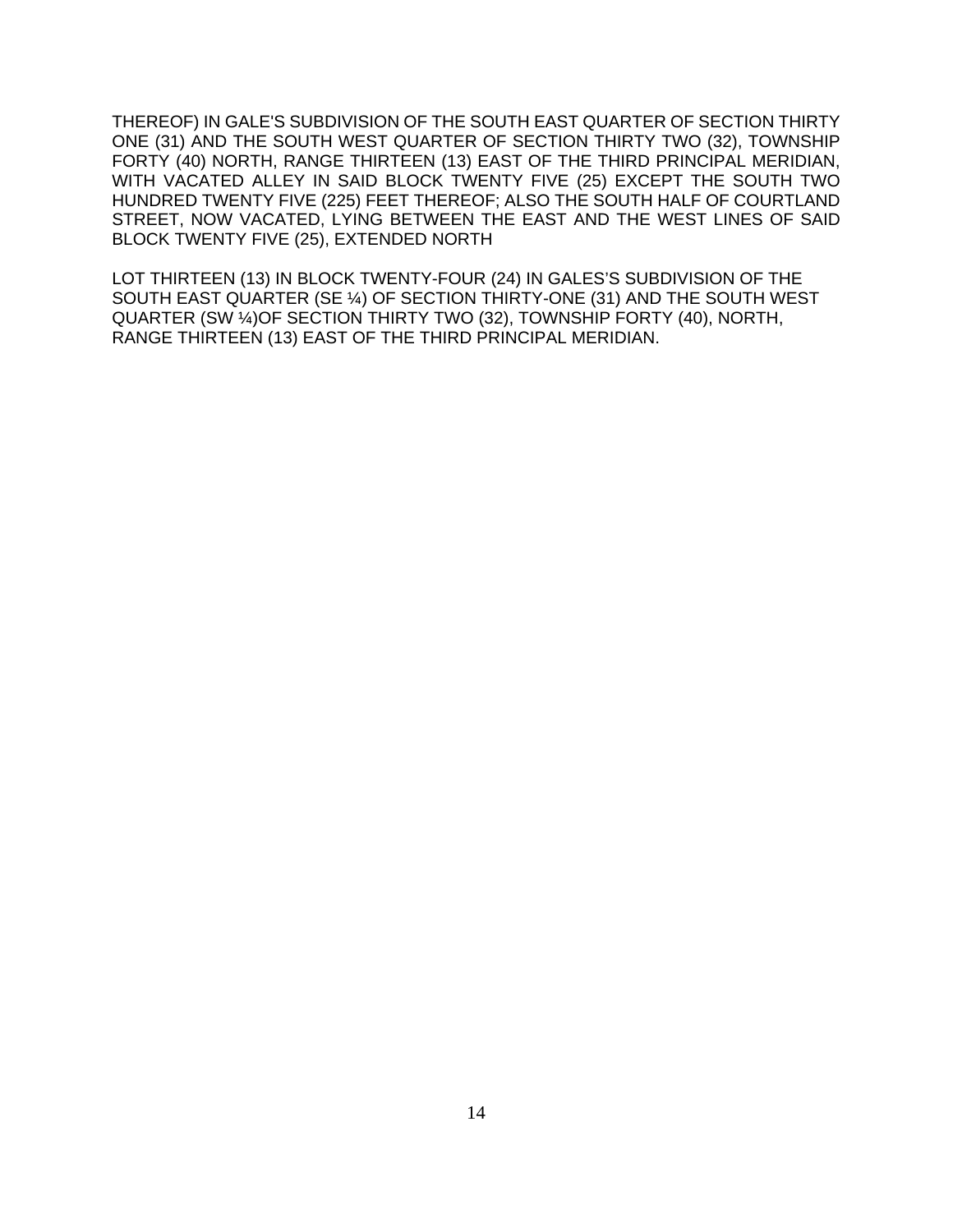THEREOF) IN GALE'S SUBDIVISION OF THE SOUTH EAST QUARTER OF SECTION THIRTY ONE (31) AND THE SOUTH WEST QUARTER OF SECTION THIRTY TWO (32), TOWNSHIP FORTY (40) NORTH, RANGE THIRTEEN (13) EAST OF THE THIRD PRINCIPAL MERIDIAN, WITH VACATED ALLEY IN SAID BLOCK TWENTY FIVE (25) EXCEPT THE SOUTH TWO HUNDRED TWENTY FIVE (225) FEET THEREOF; ALSO THE SOUTH HALF OF COURTLAND STREET, NOW VACATED, LYING BETWEEN THE EAST AND THE WEST LINES OF SAID BLOCK TWENTY FIVE (25), EXTENDED NORTH

LOT THIRTEEN (13) IN BLOCK TWENTY-FOUR (24) IN GALES'S SUBDIVISION OF THE SOUTH EAST QUARTER (SE ¼) OF SECTION THIRTY-ONE (31) AND THE SOUTH WEST QUARTER (SW ¼)OF SECTION THIRTY TWO (32), TOWNSHIP FORTY (40), NORTH, RANGE THIRTEEN (13) EAST OF THE THIRD PRINCIPAL MERIDIAN.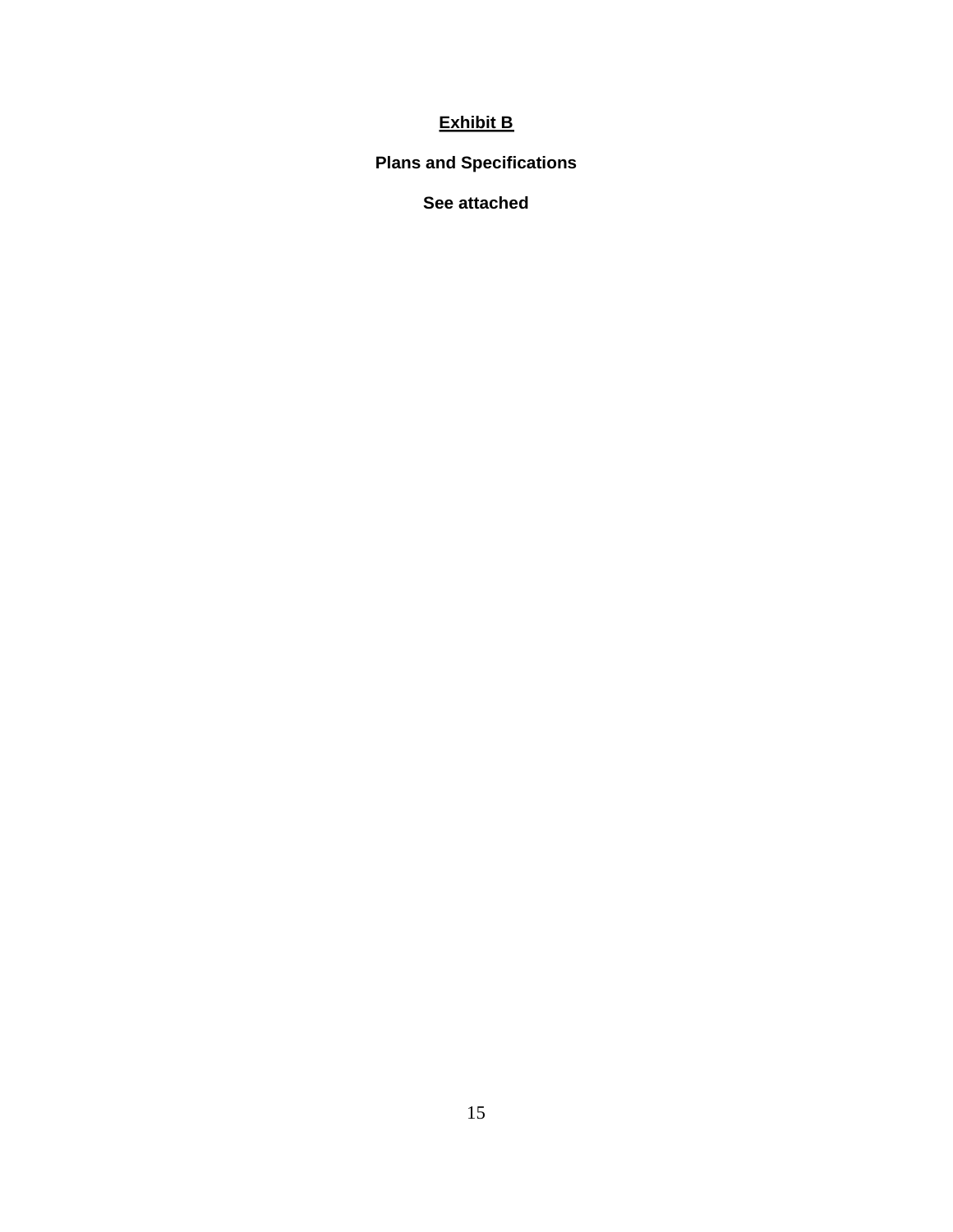**Exhibit B**

**Plans and Specifications**

**See attached**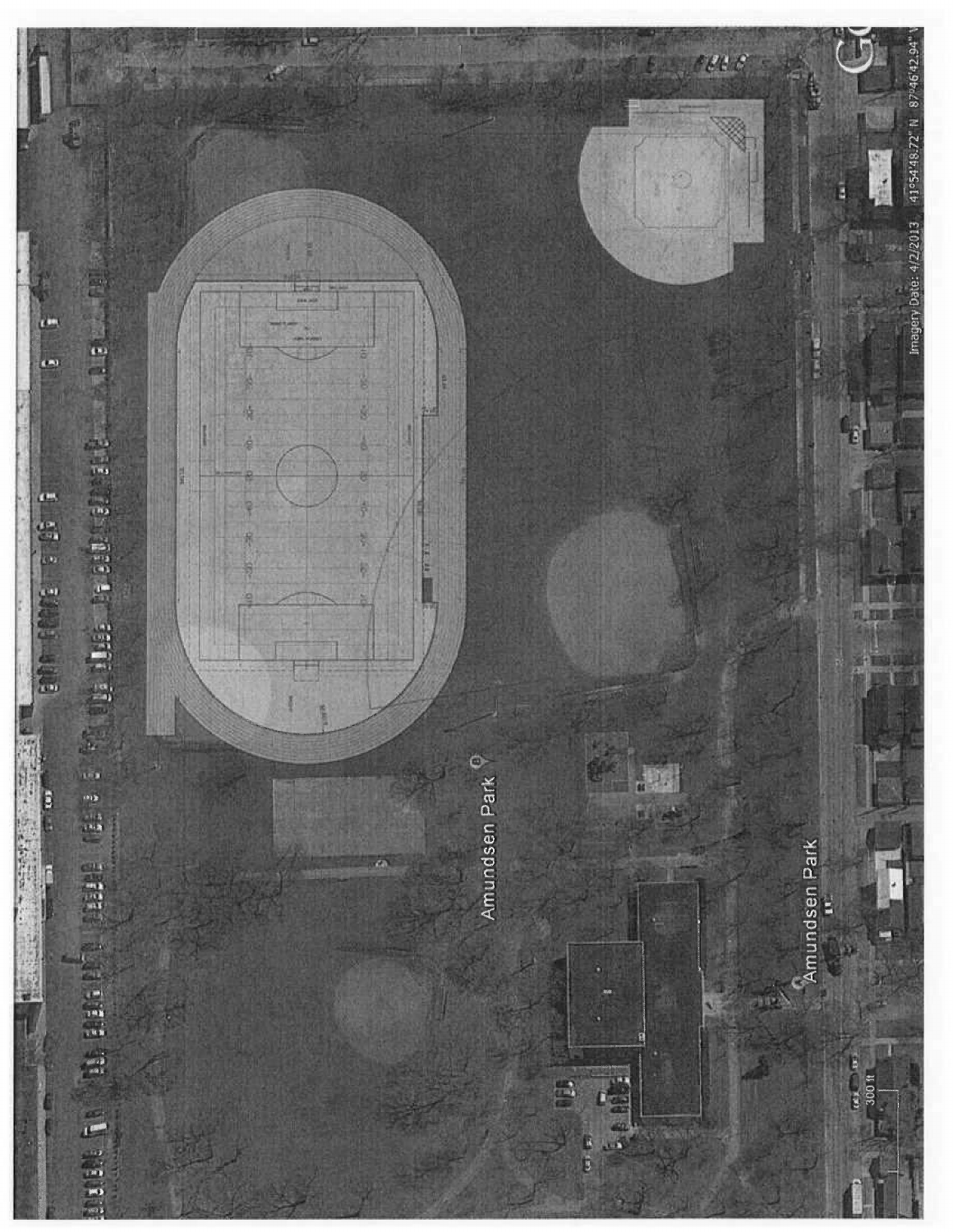Amundsen Park

Amundsen Park

300 ft

Imagery Date: 4/2/2013 41°54'48.72" N 87°46'42.94" W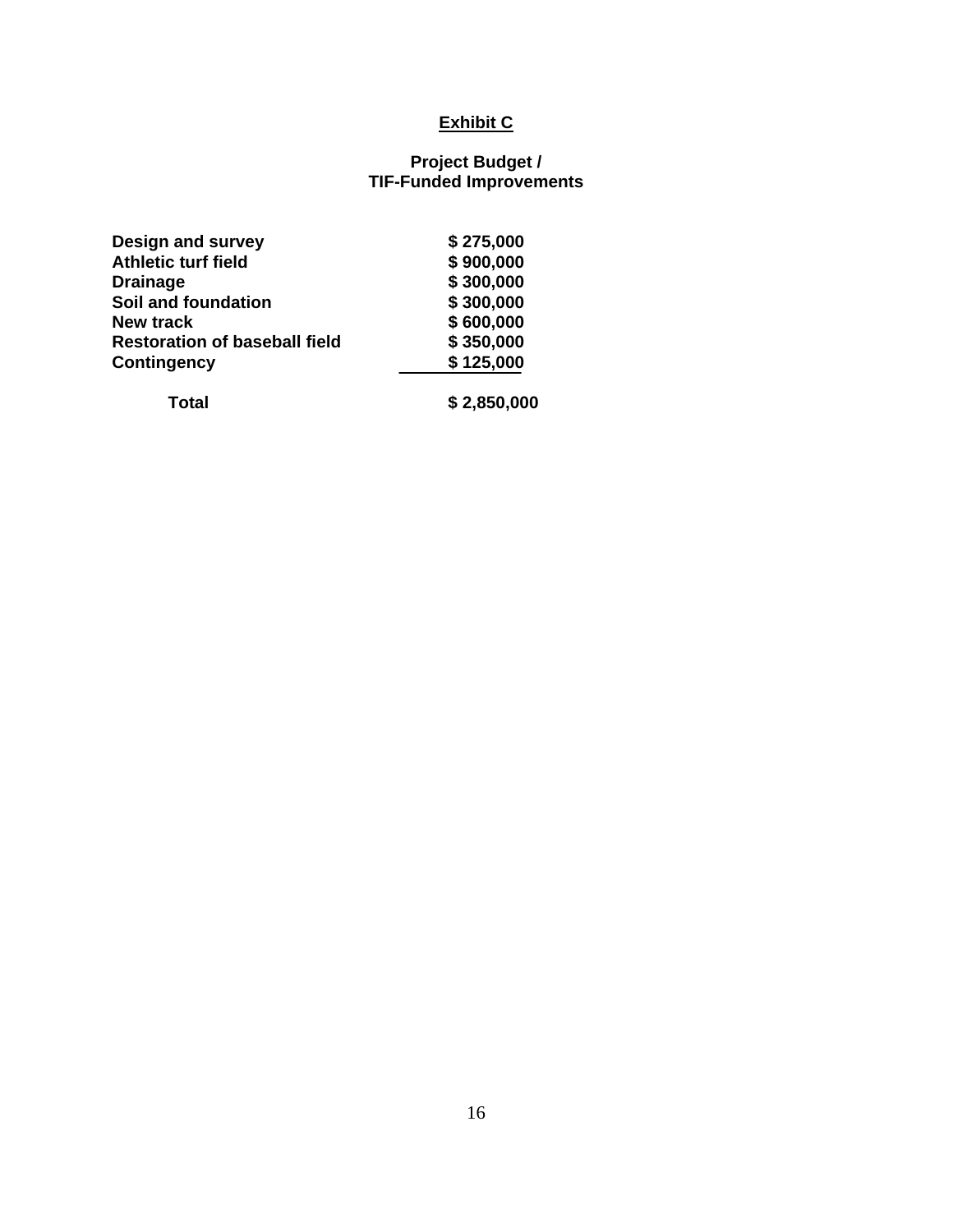**Exhibit C**

**Project Budget /
TIF-Funded Improvements**

| | |
|---|---|
| **Design and survey** | **$ 275,000** |
| **Athletic turf field** | **$ 900,000** |
| **Drainage** | **$ 300,000** |
| **Soil and foundation** | **$ 300,000** |
| **New track** | **$ 600,000** |
| **Restoration of baseball field** | **$ 350,000** |
| **Contingency** | **$ 125,000** |
| **Total** | **$ 2,850,000** |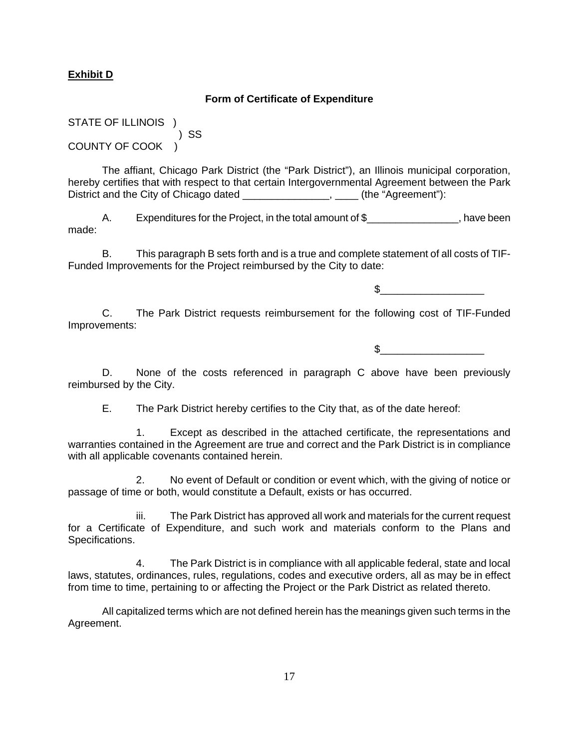**Exhibit D**

**Form of Certificate of Expenditure**

STATE OF ILLINOIS )
) SS
COUNTY OF COOK )

The affiant, Chicago Park District (the "Park District"), an Illinois municipal corporation, hereby certifies that with respect to that certain Intergovernmental Agreement between the Park District and the City of Chicago dated _______________, ____ (the "Agreement"):

A. Expenditures for the Project, in the total amount of $________________, have been made:

B. This paragraph B sets forth and is a true and complete statement of all costs of TIF-Funded Improvements for the Project reimbursed by the City to date:

$__________________

C. The Park District requests reimbursement for the following cost of TIF-Funded Improvements:

$__________________

D. None of the costs referenced in paragraph C above have been previously reimbursed by the City.

E. The Park District hereby certifies to the City that, as of the date hereof:

1. Except as described in the attached certificate, the representations and warranties contained in the Agreement are true and correct and the Park District is in compliance with all applicable covenants contained herein.

2. No event of Default or condition or event which, with the giving of notice or passage of time or both, would constitute a Default, exists or has occurred.

iii. The Park District has approved all work and materials for the current request for a Certificate of Expenditure, and such work and materials conform to the Plans and Specifications.

4. The Park District is in compliance with all applicable federal, state and local laws, statutes, ordinances, rules, regulations, codes and executive orders, all as may be in effect from time to time, pertaining to or affecting the Project or the Park District as related thereto.

All capitalized terms which are not defined herein has the meanings given such terms in the Agreement.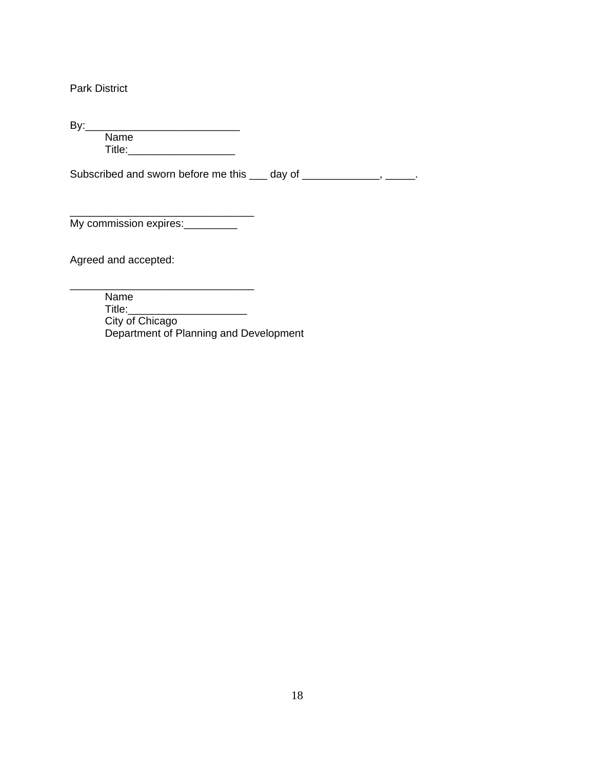Park District

By:__________________________

Name

Title:__________________

Subscribed and sworn before me this ___ day of _____________, _____.

_______________________________

My commission expires:_________

Agreed and accepted:

_______________________________

Name

Title:____________________

City of Chicago

Department of Planning and Development